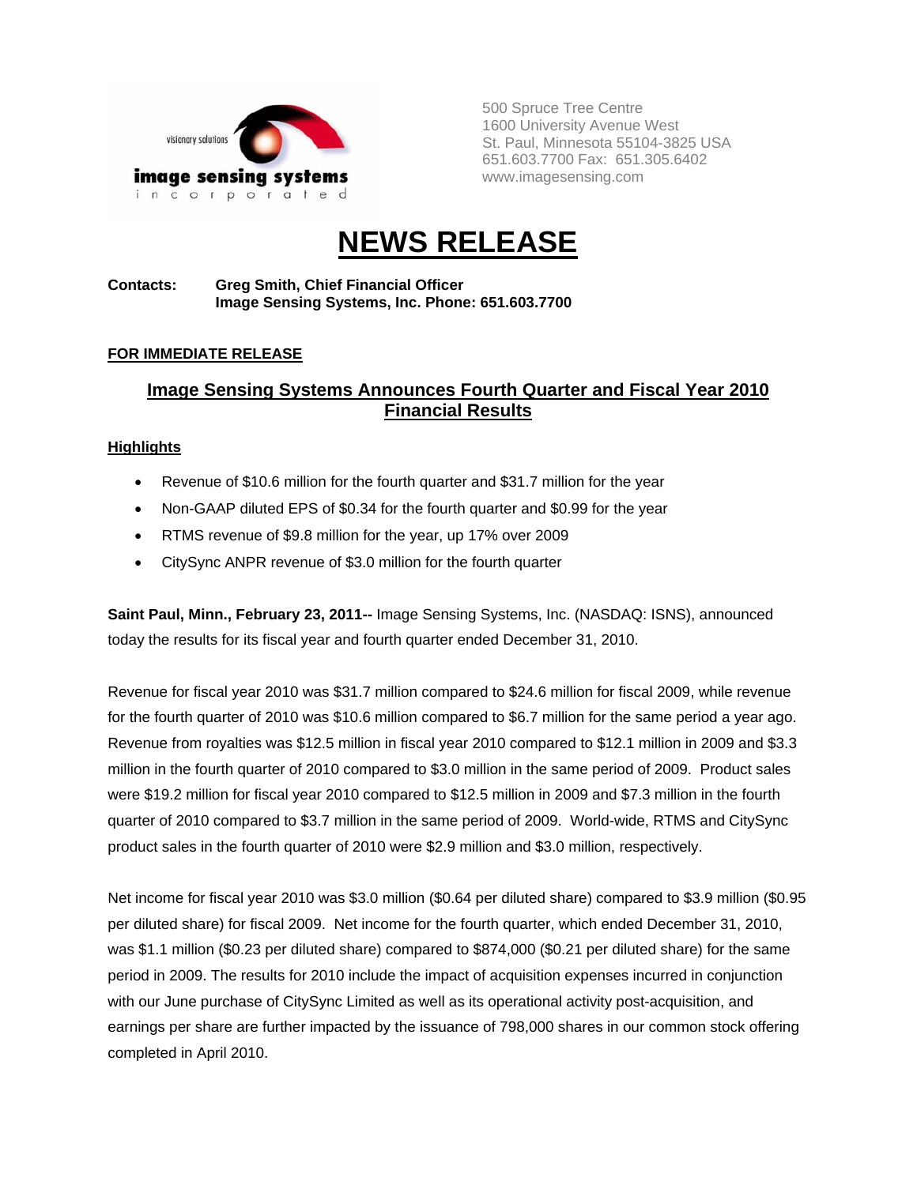visionary solutions

**image sensing systems**
incorporated

500 Spruce Tree Centre
1600 University Avenue West
St. Paul, Minnesota 55104-3825 USA
651.603.7700 Fax: 651.305.6402
www.imagesensing.com

# NEWS RELEASE

**Contacts:** **Greg Smith, Chief Financial Officer**
**Image Sensing Systems, Inc. Phone: 651.603.7700**

**FOR IMMEDIATE RELEASE**

## Image Sensing Systems Announces Fourth Quarter and Fiscal Year 2010 Financial Results

**Highlights**

- Revenue of $10.6 million for the fourth quarter and $31.7 million for the year
- Non-GAAP diluted EPS of $0.34 for the fourth quarter and $0.99 for the year
- RTMS revenue of $9.8 million for the year, up 17% over 2009
- CitySync ANPR revenue of $3.0 million for the fourth quarter

**Saint Paul, Minn., February 23, 2011--** Image Sensing Systems, Inc. (NASDAQ: ISNS), announced today the results for its fiscal year and fourth quarter ended December 31, 2010.

Revenue for fiscal year 2010 was $31.7 million compared to $24.6 million for fiscal 2009, while revenue for the fourth quarter of 2010 was $10.6 million compared to $6.7 million for the same period a year ago. Revenue from royalties was $12.5 million in fiscal year 2010 compared to $12.1 million in 2009 and $3.3 million in the fourth quarter of 2010 compared to $3.0 million in the same period of 2009. Product sales were $19.2 million for fiscal year 2010 compared to $12.5 million in 2009 and $7.3 million in the fourth quarter of 2010 compared to $3.7 million in the same period of 2009. World-wide, RTMS and CitySync product sales in the fourth quarter of 2010 were $2.9 million and $3.0 million, respectively.

Net income for fiscal year 2010 was $3.0 million ($0.64 per diluted share) compared to $3.9 million ($0.95 per diluted share) for fiscal 2009. Net income for the fourth quarter, which ended December 31, 2010, was $1.1 million ($0.23 per diluted share) compared to $874,000 ($0.21 per diluted share) for the same period in 2009. The results for 2010 include the impact of acquisition expenses incurred in conjunction with our June purchase of CitySync Limited as well as its operational activity post-acquisition, and earnings per share are further impacted by the issuance of 798,000 shares in our common stock offering completed in April 2010.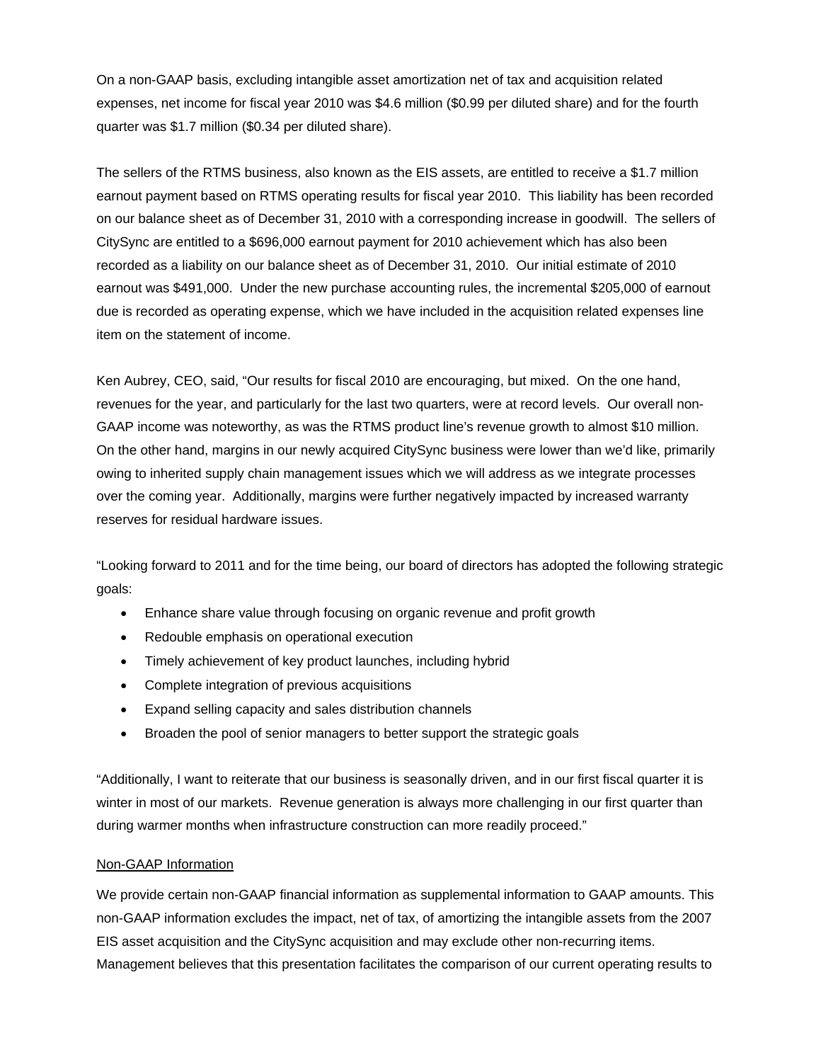On a non-GAAP basis, excluding intangible asset amortization net of tax and acquisition related expenses, net income for fiscal year 2010 was $4.6 million ($0.99 per diluted share) and for the fourth quarter was $1.7 million ($0.34 per diluted share).

The sellers of the RTMS business, also known as the EIS assets, are entitled to receive a $1.7 million earnout payment based on RTMS operating results for fiscal year 2010. This liability has been recorded on our balance sheet as of December 31, 2010 with a corresponding increase in goodwill. The sellers of CitySync are entitled to a $696,000 earnout payment for 2010 achievement which has also been recorded as a liability on our balance sheet as of December 31, 2010. Our initial estimate of 2010 earnout was $491,000. Under the new purchase accounting rules, the incremental $205,000 of earnout due is recorded as operating expense, which we have included in the acquisition related expenses line item on the statement of income.

Ken Aubrey, CEO, said, "Our results for fiscal 2010 are encouraging, but mixed. On the one hand, revenues for the year, and particularly for the last two quarters, were at record levels. Our overall non-GAAP income was noteworthy, as was the RTMS product line's revenue growth to almost $10 million. On the other hand, margins in our newly acquired CitySync business were lower than we'd like, primarily owing to inherited supply chain management issues which we will address as we integrate processes over the coming year. Additionally, margins were further negatively impacted by increased warranty reserves for residual hardware issues.

"Looking forward to 2011 and for the time being, our board of directors has adopted the following strategic goals:

- Enhance share value through focusing on organic revenue and profit growth
- Redouble emphasis on operational execution
- Timely achievement of key product launches, including hybrid
- Complete integration of previous acquisitions
- Expand selling capacity and sales distribution channels
- Broaden the pool of senior managers to better support the strategic goals

"Additionally, I want to reiterate that our business is seasonally driven, and in our first fiscal quarter it is winter in most of our markets. Revenue generation is always more challenging in our first quarter than during warmer months when infrastructure construction can more readily proceed."

<u>Non-GAAP Information</u>

We provide certain non-GAAP financial information as supplemental information to GAAP amounts. This non-GAAP information excludes the impact, net of tax, of amortizing the intangible assets from the 2007 EIS asset acquisition and the CitySync acquisition and may exclude other non-recurring items. Management believes that this presentation facilitates the comparison of our current operating results to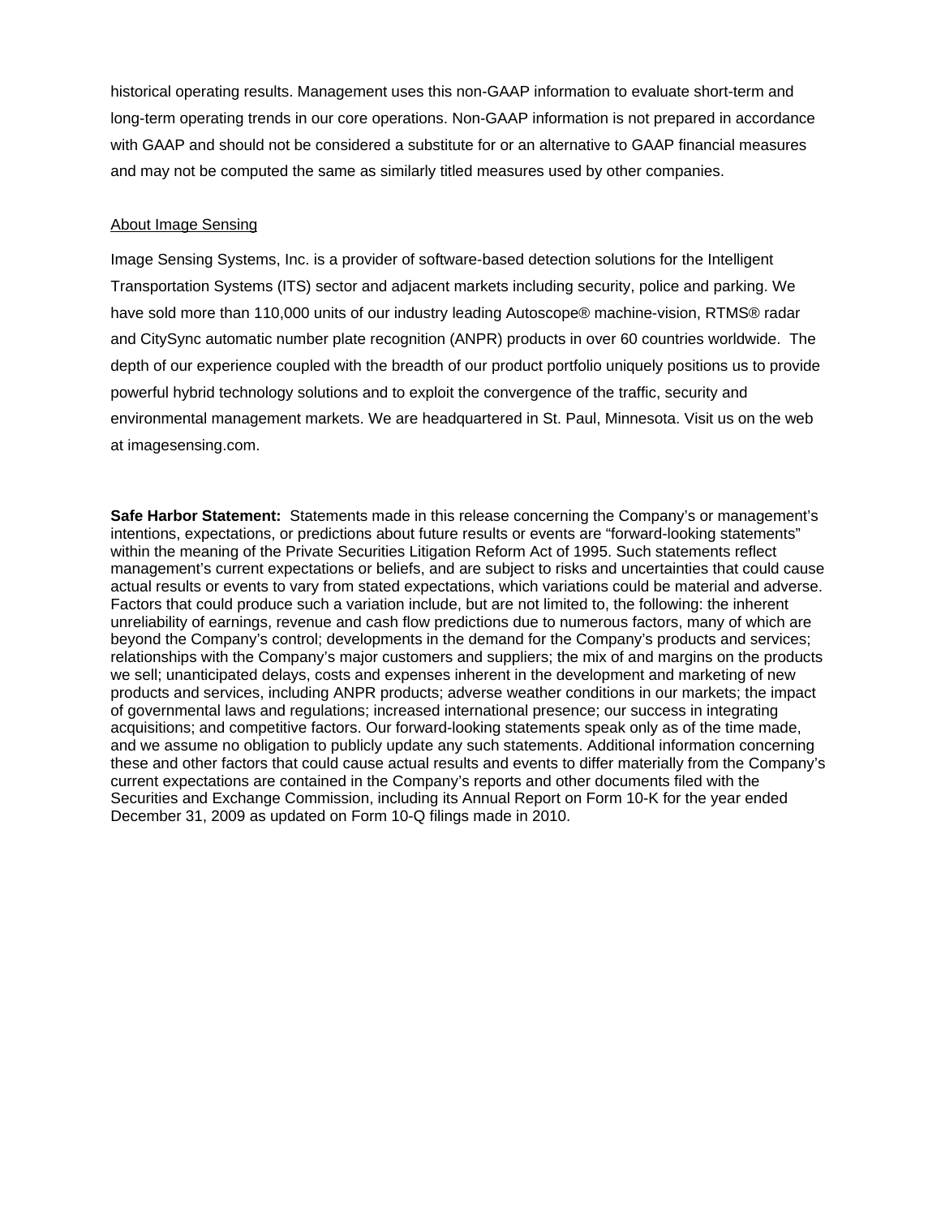historical operating results. Management uses this non-GAAP information to evaluate short-term and long-term operating trends in our core operations. Non-GAAP information is not prepared in accordance with GAAP and should not be considered a substitute for or an alternative to GAAP financial measures and may not be computed the same as similarly titled measures used by other companies.

<u>About Image Sensing</u>

Image Sensing Systems, Inc. is a provider of software-based detection solutions for the Intelligent Transportation Systems (ITS) sector and adjacent markets including security, police and parking. We have sold more than 110,000 units of our industry leading Autoscope® machine-vision, RTMS® radar and CitySync automatic number plate recognition (ANPR) products in over 60 countries worldwide. The depth of our experience coupled with the breadth of our product portfolio uniquely positions us to provide powerful hybrid technology solutions and to exploit the convergence of the traffic, security and environmental management markets. We are headquartered in St. Paul, Minnesota. Visit us on the web at imagesensing.com.

**Safe Harbor Statement:** Statements made in this release concerning the Company's or management's intentions, expectations, or predictions about future results or events are "forward-looking statements" within the meaning of the Private Securities Litigation Reform Act of 1995. Such statements reflect management's current expectations or beliefs, and are subject to risks and uncertainties that could cause actual results or events to vary from stated expectations, which variations could be material and adverse. Factors that could produce such a variation include, but are not limited to, the following: the inherent unreliability of earnings, revenue and cash flow predictions due to numerous factors, many of which are beyond the Company's control; developments in the demand for the Company's products and services; relationships with the Company's major customers and suppliers; the mix of and margins on the products we sell; unanticipated delays, costs and expenses inherent in the development and marketing of new products and services, including ANPR products; adverse weather conditions in our markets; the impact of governmental laws and regulations; increased international presence; our success in integrating acquisitions; and competitive factors. Our forward-looking statements speak only as of the time made, and we assume no obligation to publicly update any such statements. Additional information concerning these and other factors that could cause actual results and events to differ materially from the Company's current expectations are contained in the Company's reports and other documents filed with the Securities and Exchange Commission, including its Annual Report on Form 10-K for the year ended December 31, 2009 as updated on Form 10-Q filings made in 2010.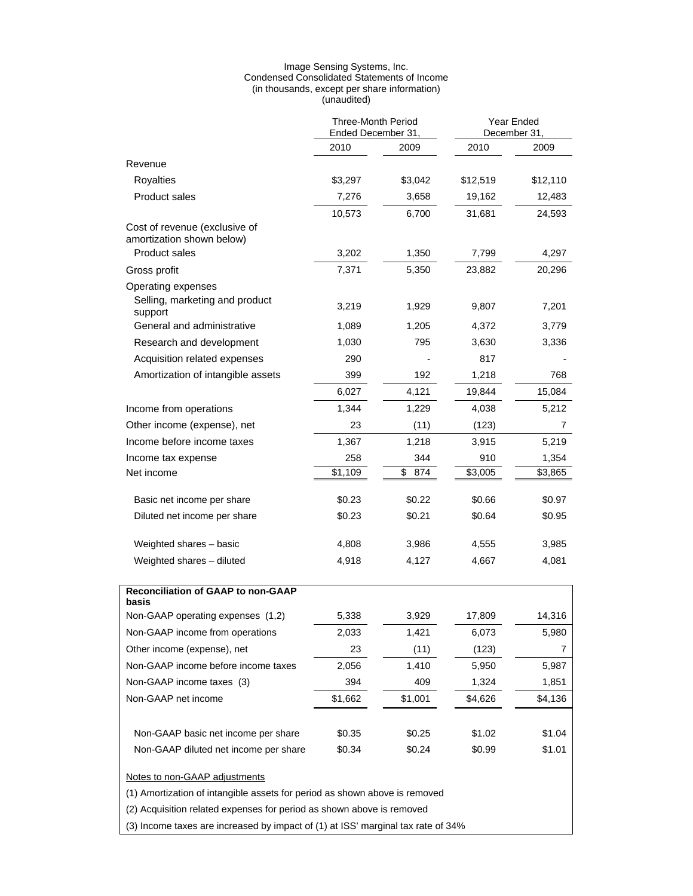Image Sensing Systems, Inc.
Condensed Consolidated Statements of Income
(in thousands, except per share information)
(unaudited)

| | Three-Month Period Ended December 31, | | Year Ended December 31, | |
|---|---|---|---|---|
| | 2010 | 2009 | 2010 | 2009 |
| Revenue | | | | |
| Royalties | $3,297 | $3,042 | $12,519 | $12,110 |
| Product sales | 7,276 | 3,658 | 19,162 | 12,483 |
| | 10,573 | 6,700 | 31,681 | 24,593 |
| Cost of revenue (exclusive of amortization shown below) | | | | |
| Product sales | 3,202 | 1,350 | 7,799 | 4,297 |
| Gross profit | 7,371 | 5,350 | 23,882 | 20,296 |
| Operating expenses | | | | |
| Selling, marketing and product support | 3,219 | 1,929 | 9,807 | 7,201 |
| General and administrative | 1,089 | 1,205 | 4,372 | 3,779 |
| Research and development | 1,030 | 795 | 3,630 | 3,336 |
| Acquisition related expenses | 290 | - | 817 | - |
| Amortization of intangible assets | 399 | 192 | 1,218 | 768 |
| | 6,027 | 4,121 | 19,844 | 15,084 |
| Income from operations | 1,344 | 1,229 | 4,038 | 5,212 |
| Other income (expense), net | 23 | (11) | (123) | 7 |
| Income before income taxes | 1,367 | 1,218 | 3,915 | 5,219 |
| Income tax expense | 258 | 344 | 910 | 1,354 |
| Net income | $1,109 | $ 874 | $3,005 | $3,865 |
| Basic net income per share | $0.23 | $0.22 | $0.66 | $0.97 |
| Diluted net income per share | $0.23 | $0.21 | $0.64 | $0.95 |
| Weighted shares – basic | 4,808 | 3,986 | 4,555 | 3,985 |
| Weighted shares – diluted | 4,918 | 4,127 | 4,667 | 4,081 |

| **Reconciliation of GAAP to non-GAAP basis** | | | | |
|---|---|---|---|---|
| Non-GAAP operating expenses (1,2) | 5,338 | 3,929 | 17,809 | 14,316 |
| Non-GAAP income from operations | 2,033 | 1,421 | 6,073 | 5,980 |
| Other income (expense), net | 23 | (11) | (123) | 7 |
| Non-GAAP income before income taxes | 2,056 | 1,410 | 5,950 | 5,987 |
| Non-GAAP income taxes (3) | 394 | 409 | 1,324 | 1,851 |
| Non-GAAP net income | $1,662 | $1,001 | $4,626 | $4,136 |
| Non-GAAP basic net income per share | $0.35 | $0.25 | $1.02 | $1.04 |
| Non-GAAP diluted net income per share | $0.34 | $0.24 | $0.99 | $1.01 |

Notes to non-GAAP adjustments

(1) Amortization of intangible assets for period as shown above is removed

(2) Acquisition related expenses for period as shown above is removed

(3) Income taxes are increased by impact of (1) at ISS' marginal tax rate of 34%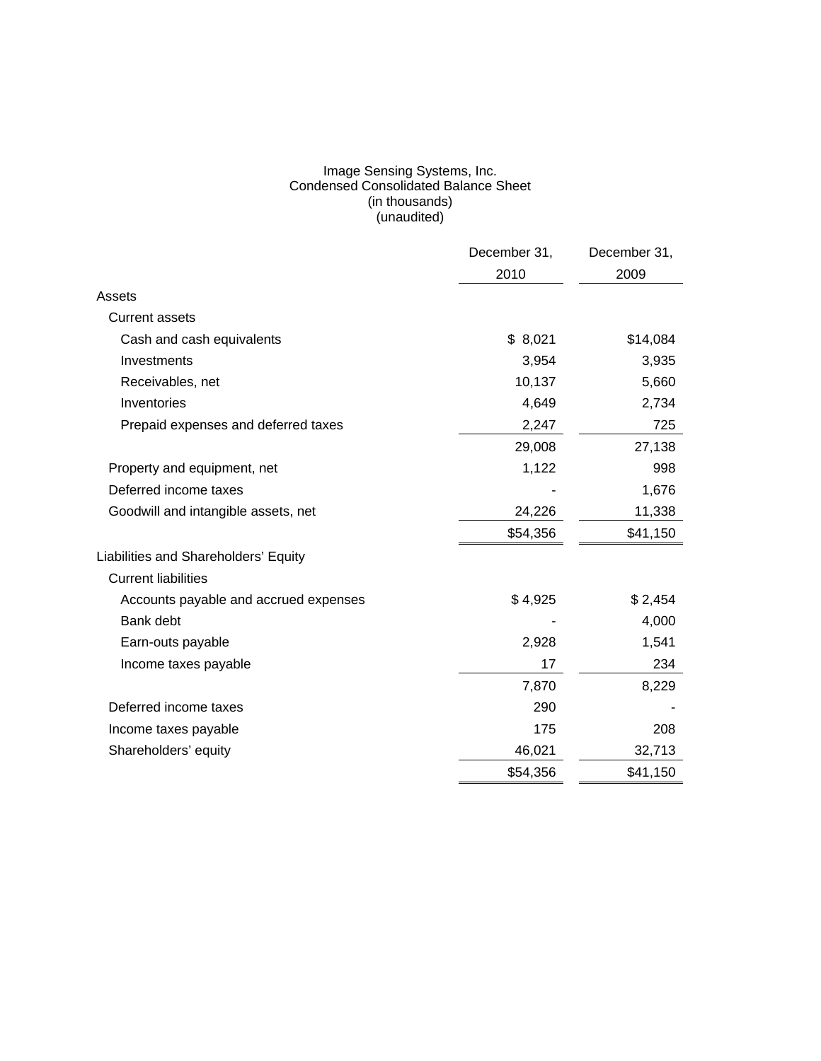Image Sensing Systems, Inc.
Condensed Consolidated Balance Sheet
(in thousands)
(unaudited)

| | December 31, 2010 | December 31, 2009 |
|---|---|---|
| Assets | | |
| Current assets | | |
| Cash and cash equivalents | $ 8,021 | $14,084 |
| Investments | 3,954 | 3,935 |
| Receivables, net | 10,137 | 5,660 |
| Inventories | 4,649 | 2,734 |
| Prepaid expenses and deferred taxes | 2,247 | 725 |
| | 29,008 | 27,138 |
| Property and equipment, net | 1,122 | 998 |
| Deferred income taxes | - | 1,676 |
| Goodwill and intangible assets, net | 24,226 | 11,338 |
| | $54,356 | $41,150 |
| Liabilities and Shareholders' Equity | | |
| Current liabilities | | |
| Accounts payable and accrued expenses | $ 4,925 | $ 2,454 |
| Bank debt | - | 4,000 |
| Earn-outs payable | 2,928 | 1,541 |
| Income taxes payable | 17 | 234 |
| | 7,870 | 8,229 |
| Deferred income taxes | 290 | - |
| Income taxes payable | 175 | 208 |
| Shareholders' equity | 46,021 | 32,713 |
| | $54,356 | $41,150 |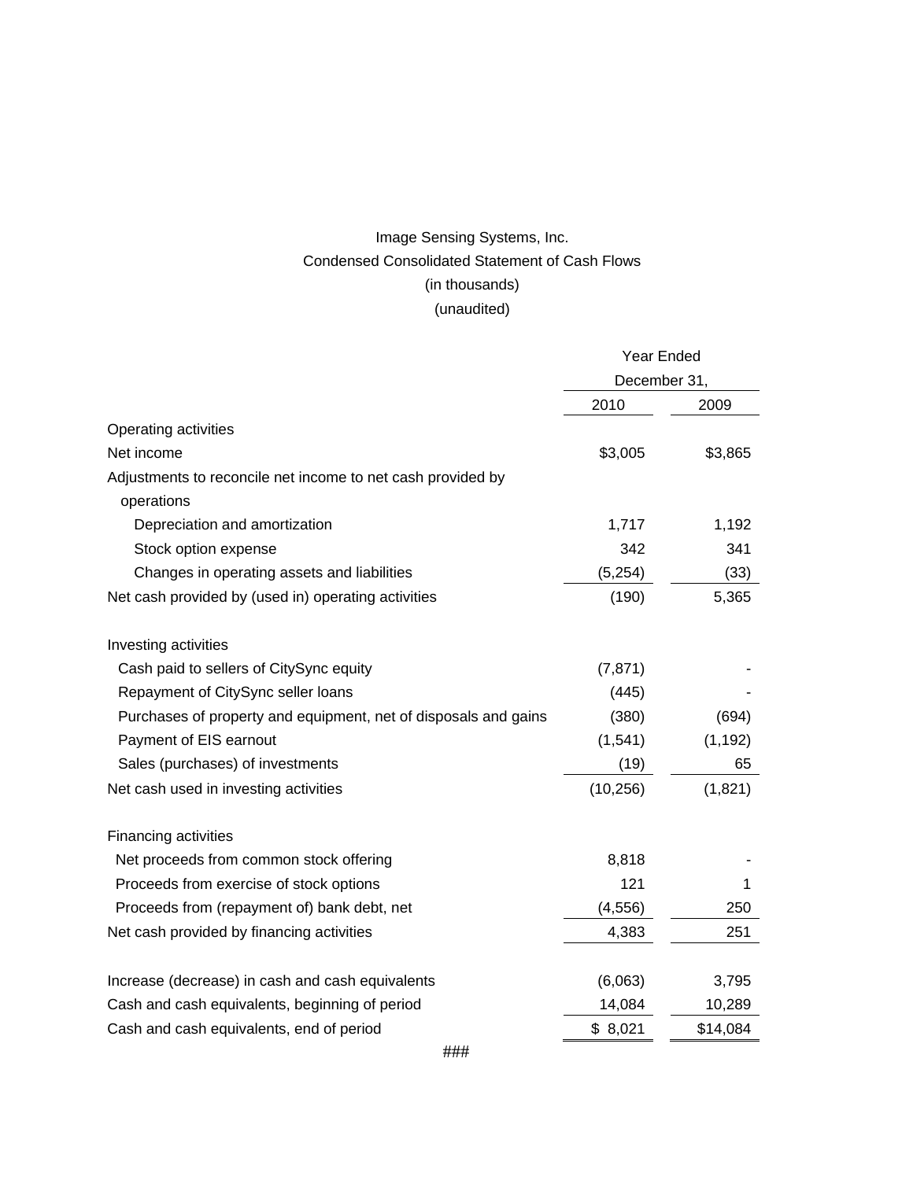Image Sensing Systems, Inc.

Condensed Consolidated Statement of Cash Flows

(in thousands)

(unaudited)

| | Year Ended December 31, | |
|---|---|---|
| | 2010 | 2009 |
| Operating activities | | |
| Net income | $3,005 | $3,865 |
| Adjustments to reconcile net income to net cash provided by operations | | |
| Depreciation and amortization | 1,717 | 1,192 |
| Stock option expense | 342 | 341 |
| Changes in operating assets and liabilities | (5,254) | (33) |
| Net cash provided by (used in) operating activities | (190) | 5,365 |
| | | |
| Investing activities | | |
| Cash paid to sellers of CitySync equity | (7,871) | - |
| Repayment of CitySync seller loans | (445) | - |
| Purchases of property and equipment, net of disposals and gains | (380) | (694) |
| Payment of EIS earnout | (1,541) | (1,192) |
| Sales (purchases) of investments | (19) | 65 |
| Net cash used in investing activities | (10,256) | (1,821) |
| | | |
| Financing activities | | |
| Net proceeds from common stock offering | 8,818 | - |
| Proceeds from exercise of stock options | 121 | 1 |
| Proceeds from (repayment of) bank debt, net | (4,556) | 250 |
| Net cash provided by financing activities | 4,383 | 251 |
| | | |
| Increase (decrease) in cash and cash equivalents | (6,063) | 3,795 |
| Cash and cash equivalents, beginning of period | 14,084 | 10,289 |
| Cash and cash equivalents, end of period | $ 8,021 | $14,084 |

###